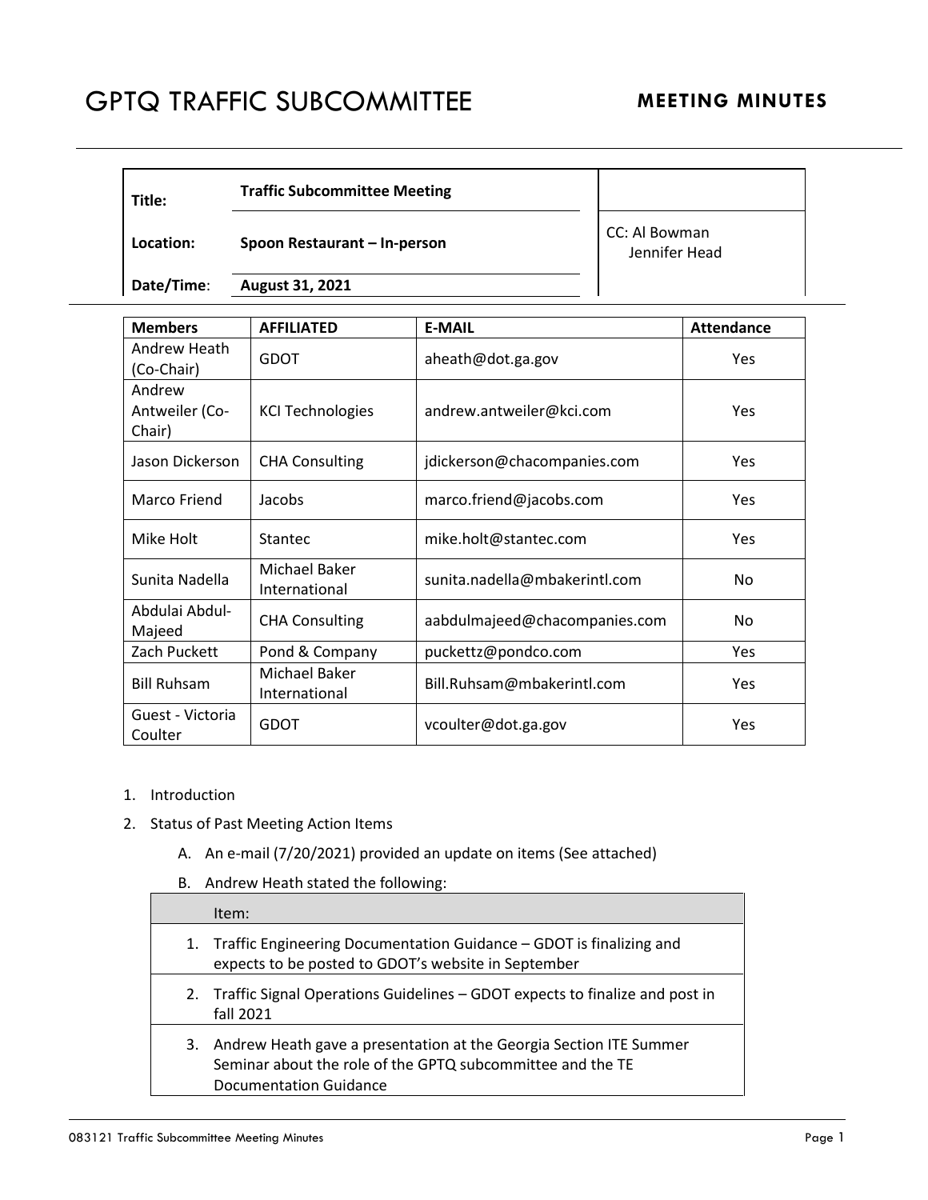# GPTQ TRAFFIC SUBCOMMITTEE

## MEETING MINUTES

| | | |
|---|---|---|
| **Title:** | **Traffic Subcommittee Meeting** | |
| **Location:** | **Spoon Restaurant – In-person** | CC: Al Bowman<br>Jennifer Head |
| **Date/Time:** | **August 31, 2021** | |

| **Members** | **AFFILIATED** | **E-MAIL** | **Attendance** |
|---|---|---|---|
| Andrew Heath (Co-Chair) | GDOT | aheath@dot.ga.gov | Yes |
| Andrew Antweiler (Co-Chair) | KCI Technologies | andrew.antweiler@kci.com | Yes |
| Jason Dickerson | CHA Consulting | jdickerson@chacompanies.com | Yes |
| Marco Friend | Jacobs | marco.friend@jacobs.com | Yes |
| Mike Holt | Stantec | mike.holt@stantec.com | Yes |
| Sunita Nadella | Michael Baker International | sunita.nadella@mbakerintl.com | No |
| Abdulai Abdul-Majeed | CHA Consulting | aabdulmajeed@chacompanies.com | No |
| Zach Puckett | Pond & Company | puckettz@pondco.com | Yes |
| Bill Ruhsam | Michael Baker International | Bill.Ruhsam@mbakerintl.com | Yes |
| Guest - Victoria Coulter | GDOT | vcoulter@dot.ga.gov | Yes |

1. Introduction
2. Status of Past Meeting Action Items
   A. An e-mail (7/20/2021) provided an update on items (See attached)
   B. Andrew Heath stated the following:

| Item: |
|---|
| 1. Traffic Engineering Documentation Guidance – GDOT is finalizing and expects to be posted to GDOT's website in September |
| 2. Traffic Signal Operations Guidelines – GDOT expects to finalize and post in fall 2021 |
| 3. Andrew Heath gave a presentation at the Georgia Section ITE Summer Seminar about the role of the GPTQ subcommittee and the TE Documentation Guidance |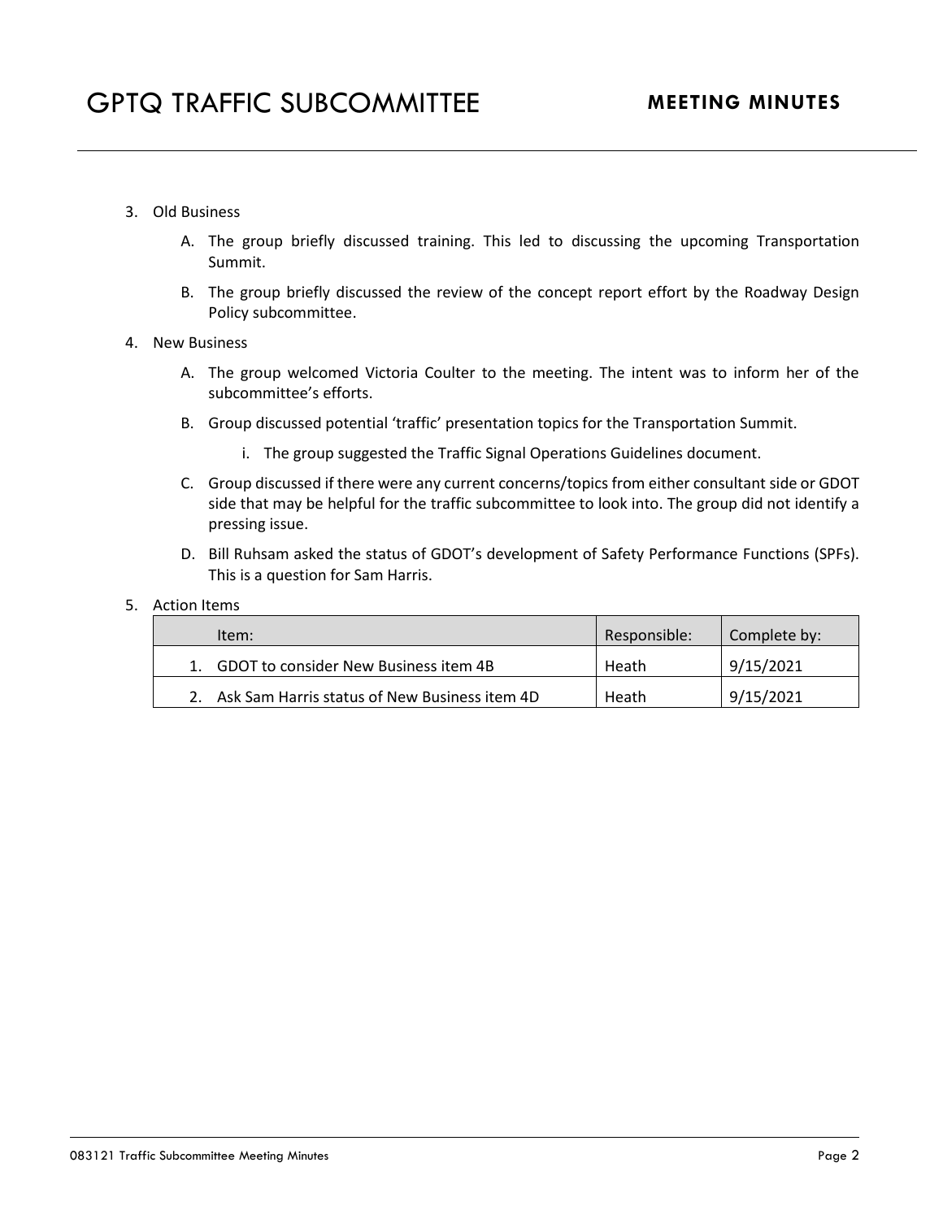3. Old Business

   A. The group briefly discussed training. This led to discussing the upcoming Transportation Summit.

   B. The group briefly discussed the review of the concept report effort by the Roadway Design Policy subcommittee.

4. New Business

   A. The group welcomed Victoria Coulter to the meeting. The intent was to inform her of the subcommittee's efforts.

   B. Group discussed potential 'traffic' presentation topics for the Transportation Summit.

      i. The group suggested the Traffic Signal Operations Guidelines document.

   C. Group discussed if there were any current concerns/topics from either consultant side or GDOT side that may be helpful for the traffic subcommittee to look into. The group did not identify a pressing issue.

   D. Bill Ruhsam asked the status of GDOT's development of Safety Performance Functions (SPFs). This is a question for Sam Harris.

5. Action Items

| Item: | Responsible: | Complete by: |
|---|---|---|
| 1. GDOT to consider New Business item 4B | Heath | 9/15/2021 |
| 2. Ask Sam Harris status of New Business item 4D | Heath | 9/15/2021 |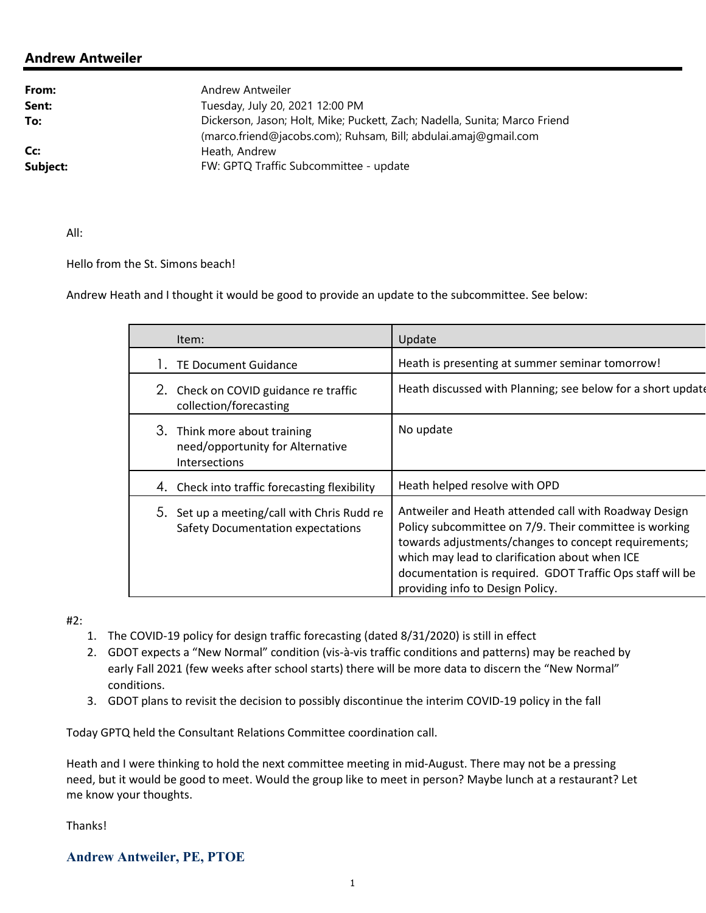## Andrew Antweiler

**From:** Andrew Antweiler
**Sent:** Tuesday, July 20, 2021 12:00 PM
**To:** Dickerson, Jason; Holt, Mike; Puckett, Zach; Nadella, Sunita; Marco Friend (marco.friend@jacobs.com); Ruhsam, Bill; abdulai.amaj@gmail.com
**Cc:** Heath, Andrew
**Subject:** FW: GPTQ Traffic Subcommittee - update

All:

Hello from the St. Simons beach!

Andrew Heath and I thought it would be good to provide an update to the subcommittee. See below:

| Item: | Update |
|---|---|
| 1. TE Document Guidance | Heath is presenting at summer seminar tomorrow! |
| 2. Check on COVID guidance re traffic collection/forecasting | Heath discussed with Planning; see below for a short update |
| 3. Think more about training need/opportunity for Alternative Intersections | No update |
| 4. Check into traffic forecasting flexibility | Heath helped resolve with OPD |
| 5. Set up a meeting/call with Chris Rudd re Safety Documentation expectations | Antweiler and Heath attended call with Roadway Design Policy subcommittee on 7/9. Their committee is working towards adjustments/changes to concept requirements; which may lead to clarification about when ICE documentation is required. GDOT Traffic Ops staff will be providing info to Design Policy. |

#2:

1. The COVID-19 policy for design traffic forecasting (dated 8/31/2020) is still in effect
2. GDOT expects a "New Normal" condition (vis-à-vis traffic conditions and patterns) may be reached by early Fall 2021 (few weeks after school starts) there will be more data to discern the "New Normal" conditions.
3. GDOT plans to revisit the decision to possibly discontinue the interim COVID-19 policy in the fall

Today GPTQ held the Consultant Relations Committee coordination call.

Heath and I were thinking to hold the next committee meeting in mid-August. There may not be a pressing need, but it would be good to meet. Would the group like to meet in person? Maybe lunch at a restaurant? Let me know your thoughts.

Thanks!

**Andrew Antweiler, PE, PTOE**